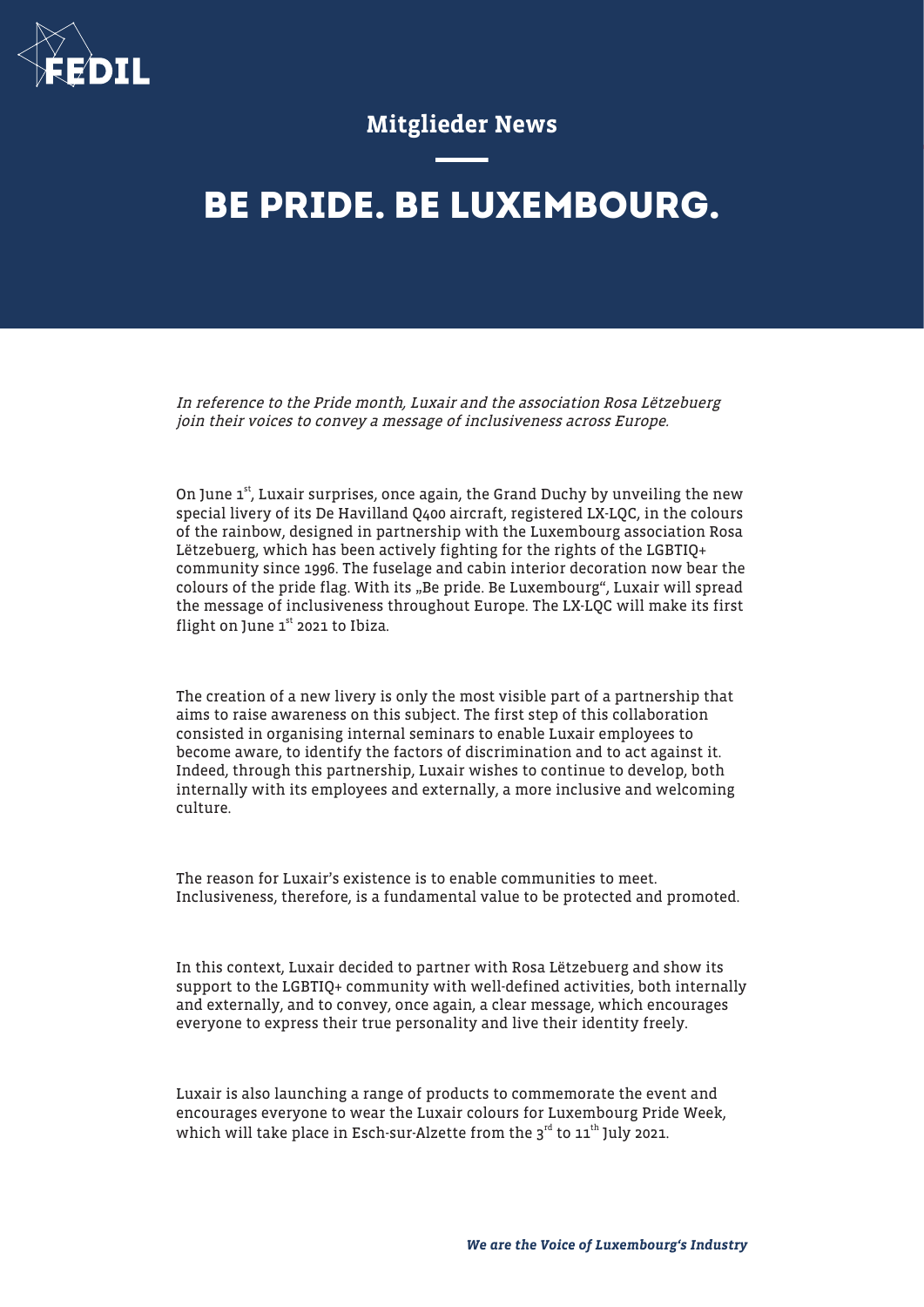Mitglieder News

# BE PRIDE. BE LUXEMBOURG.

*In reference to the Pride month, Luxair and the association Rosa Lëtzebuerg join their voices to convey a message of inclusiveness across Europe.*

On June 1st, Luxair surprises, once again, the Grand Duchy by unveiling the new special livery of its De Havilland Q400 aircraft, registered LX-LQC, in the colours of the rainbow, designed in partnership with the Luxembourg association Rosa Lëtzebuerg, which has been actively fighting for the rights of the LGBTIQ+ community since 1996. The fuselage and cabin interior decoration now bear the colours of the pride flag. With its „Be pride. Be Luxembourg", Luxair will spread the message of inclusiveness throughout Europe. The LX-LQC will make its first flight on June 1st 2021 to Ibiza.

The creation of a new livery is only the most visible part of a partnership that aims to raise awareness on this subject. The first step of this collaboration consisted in organising internal seminars to enable Luxair employees to become aware, to identify the factors of discrimination and to act against it. Indeed, through this partnership, Luxair wishes to continue to develop, both internally with its employees and externally, a more inclusive and welcoming culture.

The reason for Luxair's existence is to enable communities to meet. Inclusiveness, therefore, is a fundamental value to be protected and promoted.

In this context, Luxair decided to partner with Rosa Lëtzebuerg and show its support to the LGBTIQ+ community with well-defined activities, both internally and externally, and to convey, once again, a clear message, which encourages everyone to express their true personality and live their identity freely.

Luxair is also launching a range of products to commemorate the event and encourages everyone to wear the Luxair colours for Luxembourg Pride Week, which will take place in Esch-sur-Alzette from the 3rd to 11th July 2021.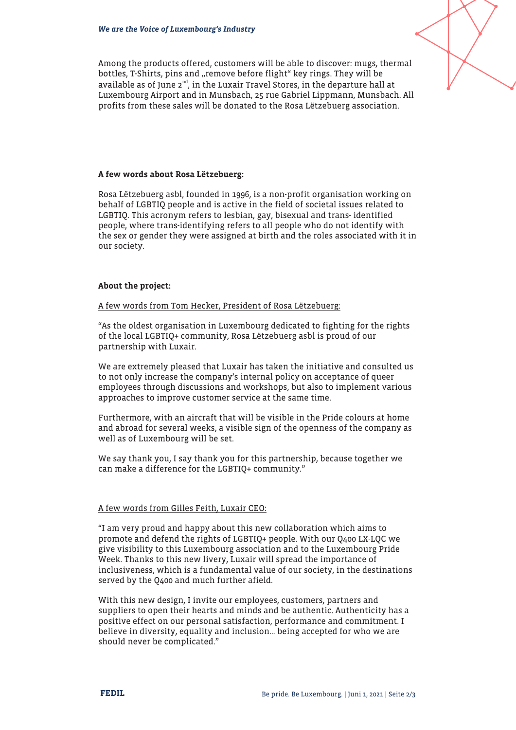Among the products offered, customers will be able to discover: mugs, thermal bottles, T-Shirts, pins and „remove before flight“ key rings. They will be available as of June 2[nd], in the Luxair Travel Stores, in the departure hall at Luxembourg Airport and in Munsbach, 25 rue Gabriel Lippmann, Munsbach. All profits from these sales will be donated to the Rosa Lëtzebuerg association.

**A few words about Rosa Lëtzebuerg:**

Rosa Lëtzebuerg asbl, founded in 1996, is a non-profit organisation working on behalf of LGBTIQ people and is active in the field of societal issues related to LGBTIQ. This acronym refers to lesbian, gay, bisexual and trans- identified people, where trans-identifying refers to all people who do not identify with the sex or gender they were assigned at birth and the roles associated with it in our society.

**About the project:**

A few words from Tom Hecker, President of Rosa Lëtzebuerg:

“As the oldest organisation in Luxembourg dedicated to fighting for the rights of the local LGBTIQ+ community, Rosa Lëtzebuerg asbl is proud of our partnership with Luxair.

We are extremely pleased that Luxair has taken the initiative and consulted us to not only increase the company’s internal policy on acceptance of queer employees through discussions and workshops, but also to implement various approaches to improve customer service at the same time.

Furthermore, with an aircraft that will be visible in the Pride colours at home and abroad for several weeks, a visible sign of the openness of the company as well as of Luxembourg will be set.

We say thank you, I say thank you for this partnership, because together we can make a difference for the LGBTIQ+ community.”

A few words from Gilles Feith, Luxair CEO:

“I am very proud and happy about this new collaboration which aims to promote and defend the rights of LGBTIQ+ people. With our Q400 LX-LQC we give visibility to this Luxembourg association and to the Luxembourg Pride Week. Thanks to this new livery, Luxair will spread the importance of inclusiveness, which is a fundamental value of our society, in the destinations served by the Q400 and much further afield.

With this new design, I invite our employees, customers, partners and suppliers to open their hearts and minds and be authentic. Authenticity has a positive effect on our personal satisfaction, performance and commitment. I believe in diversity, equality and inclusion… being accepted for who we are should never be complicated.”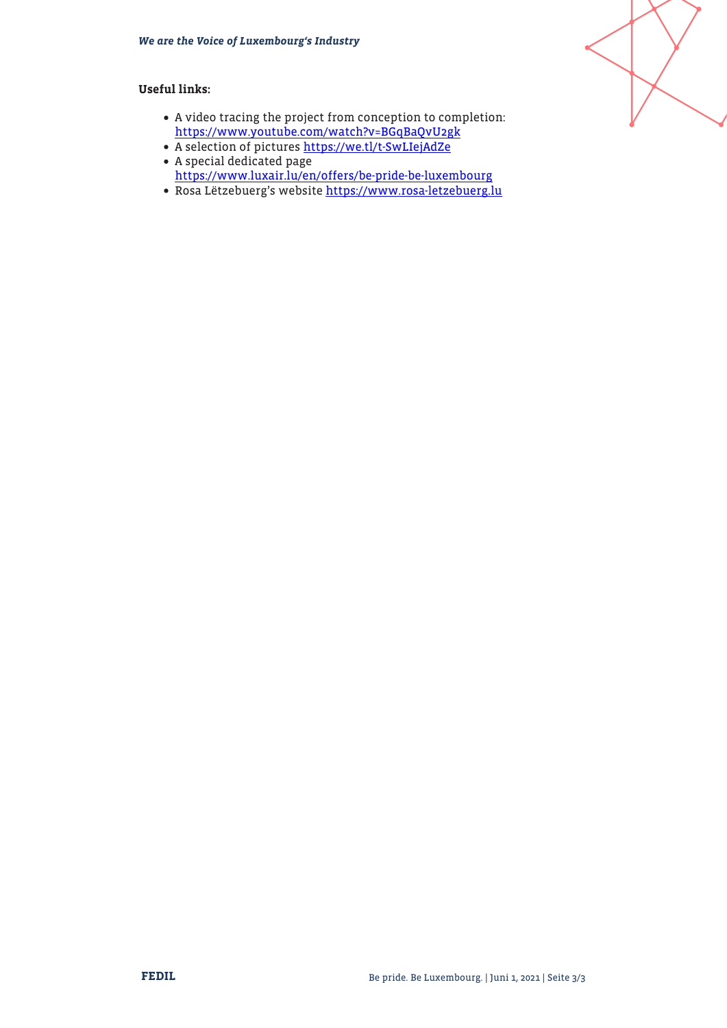**Useful links:**

- A video tracing the project from conception to completion: https://www.youtube.com/watch?v=BGqBaQvU2gk
- A selection of pictures https://we.tl/t-SwLIejAdZe
- A special dedicated page https://www.luxair.lu/en/offers/be-pride-be-luxembourg
- Rosa Lëtzebuerg's website https://www.rosa-letzebuerg.lu